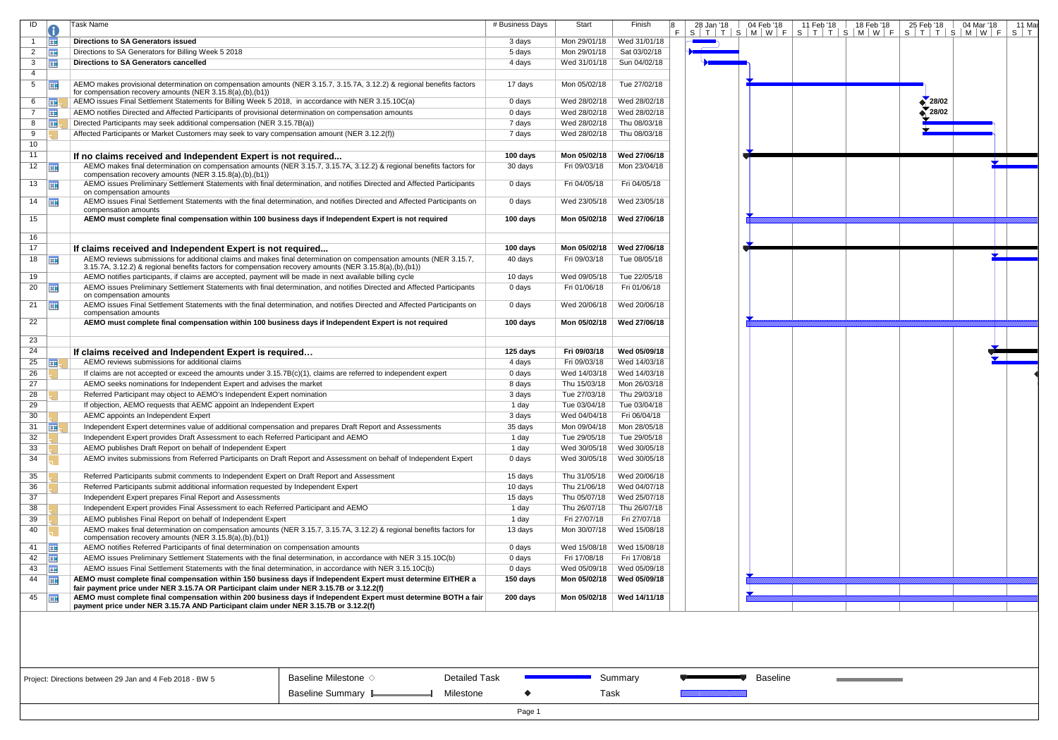| ID | Task Name | # Business Days | Start | Finish |
|---|---|---|---|---|
| 1 | **Directions to SA Generators issued** | 3 days | Mon 29/01/18 | Wed 31/01/18 |
| 2 | Directions to SA Generators for Billing Week 5 2018 | 5 days | Mon 29/01/18 | Sat 03/02/18 |
| 3 | **Directions to SA Generators cancelled** | 4 days | Wed 31/01/18 | Sun 04/02/18 |
| 4 | | | | |
| 5 | AEMO makes provisional determination on compensation amounts (NER 3.15.7, 3.15.7A, 3.12.2) & regional benefits factors for compensation recovery amounts (NER 3.15.8(a),(b),(b1)) | 17 days | Mon 05/02/18 | Tue 27/02/18 |
| 6 | AEMO issues Final Settlement Statements for Billing Week 5 2018, in accordance with NER 3.15.10C(a) | 0 days | Wed 28/02/18 | Wed 28/02/18 |
| 7 | AEMO notifies Directed and Affected Participants of provisional determination on compensation amounts | 0 days | Wed 28/02/18 | Wed 28/02/18 |
| 8 | Directed Participants may seek additional compensation (NER 3.15.7B(a)) | 7 days | Wed 28/02/18 | Thu 08/03/18 |
| 9 | Affected Participants or Market Customers may seek to vary compensation amount (NER 3.12.2(f)) | 7 days | Wed 28/02/18 | Thu 08/03/18 |
| 10 | | | | |
| 11 | **If no claims received and Independent Expert is not required...** | **100 days** | **Mon 05/02/18** | **Wed 27/06/18** |
| 12 | AEMO makes final determination on compensation amounts (NER 3.15.7, 3.15.7A, 3.12.2) & regional benefits factors for compensation recovery amounts (NER 3.15.8(a),(b),(b1)) | 30 days | Fri 09/03/18 | Mon 23/04/18 |
| 13 | AEMO issues Preliminary Settlement Statements with final determination, and notifies Directed and Affected Participants on compensation amounts | 0 days | Fri 04/05/18 | Fri 04/05/18 |
| 14 | AEMO issues Final Settlement Statements with the final determination, and notifies Directed and Affected Participants on compensation amounts | 0 days | Wed 23/05/18 | Wed 23/05/18 |
| 15 | **AEMO must complete final compensation within 100 business days if Independent Expert is not required** | **100 days** | **Mon 05/02/18** | **Wed 27/06/18** |
| 16 | | | | |
| 17 | **If claims received and Independent Expert is not required...** | **100 days** | **Mon 05/02/18** | **Wed 27/06/18** |
| 18 | AEMO reviews submissions for additional claims and makes final determination on compensation amounts (NER 3.15.7, 3.15.7A, 3.12.2) & regional benefits factors for compensation recovery amounts (NER 3.15.8(a),(b),(b1)) | 40 days | Fri 09/03/18 | Tue 08/05/18 |
| 19 | AEMO notifies participants, if claims are accepted or exceed the amounts under 3.15.7B(c)(1), claims are referred to independent expert | 10 days | Wed 09/05/18 | Tue 22/05/18 |
| 20 | AEMO issues Preliminary Settlement Statements with final determination, and notifies Directed and Affected Participants on compensation amounts | 0 days | Fri 01/06/18 | Fri 01/06/18 |
| 21 | AEMO issues Final Settlement Statements with the final determination, and notifies Directed and Affected Participants on compensation amounts | 0 days | Wed 20/06/18 | Wed 20/06/18 |
| 22 | **AEMO must complete final compensation within 100 business days if Independent Expert is not required** | **100 days** | **Mon 05/02/18** | **Wed 27/06/18** |
| 23 | | | | |
| 24 | **If claims received and Independent Expert is required...** | **125 days** | **Fri 09/03/18** | **Wed 05/09/18** |
| 25 | AEMO reviews submissions for additional claims | 4 days | Fri 09/03/18 | Wed 14/03/18 |
| 26 | If claims are not accepted or exceed the amounts under 3.15.7B(c)(1), claims are referred to independent expert | 0 days | Wed 14/03/18 | Wed 14/03/18 |
| 27 | AEMO seeks nominations for Independent Expert and advises the market | 8 days | Thu 15/03/18 | Mon 26/03/18 |
| 28 | Referred Participant may object to AEMO's Independent Expert nomination | 3 days | Tue 27/03/18 | Thu 29/03/18 |
| 29 | If objection, AEMO requests that AEMC appoint an Independent Expert | 1 day | Tue 03/04/18 | Tue 03/04/18 |
| 30 | AEMC appoints an Independent Expert | 3 days | Wed 04/04/18 | Fri 06/04/18 |
| 31 | Independent Expert determines value of additional compensation and prepares Draft Report and Assessments | 35 days | Mon 09/04/18 | Mon 28/05/18 |
| 32 | Independent Expert provides Draft Assessment to each Referred Participant and AEMO | 1 day | Tue 29/05/18 | Tue 29/05/18 |
| 33 | AEMO publishes Draft Report on behalf of Independent Expert | 1 day | Wed 30/05/18 | Wed 30/05/18 |
| 34 | AEMO invites submissions from Referred Participants on Draft Report and Assessment on behalf of Independent Expert | 0 days | Wed 30/05/18 | Wed 30/05/18 |
| 35 | Referred Participants submit comments to Independent Expert on Draft Report and Assessment | 15 days | Thu 31/05/18 | Wed 20/06/18 |
| 36 | Referred Participants submit additional information requested by Independent Expert | 10 days | Thu 21/06/18 | Wed 04/07/18 |
| 37 | Independent Expert prepares Final Report and Assessments | 15 days | Thu 05/07/18 | Wed 25/07/18 |
| 38 | Independent Expert provides Final Assessment to each Referred Participant and AEMO | 1 day | Thu 26/07/18 | Thu 26/07/18 |
| 39 | AEMO publishes Final Report on behalf of Independent Expert | 1 day | Fri 27/07/18 | Fri 27/07/18 |
| 40 | AEMO makes final determination on compensation amounts (NER 3.15.7, 3.15.7A, 3.12.2) & regional benefits factors for compensation recovery amounts (NER 3.15.8(a),(b),(b1)) | 13 days | Mon 30/07/18 | Wed 15/08/18 |
| 41 | AEMO notifies Referred Participants of final determination on compensation amounts | 0 days | Wed 15/08/18 | Wed 15/08/18 |
| 42 | AEMO issues Preliminary Settlement Statements with the final determination, in accordance with NER 3.15.10C(b) | 0 days | Fri 17/08/18 | Fri 17/08/18 |
| 43 | AEMO issues Final Settlement Statements with the final determination, in accordance with NER 3.15.10C(b) | 0 days | Wed 05/09/18 | Wed 05/09/18 |
| 44 | **AEMO must complete final compensation within 150 business days if Independent Expert must determine EITHER a fair payment price under NER 3.15.7A OR Participant claim under NER 3.15.7B or 3.12.2(f)** | **150 days** | **Mon 05/02/18** | **Wed 05/09/18** |
| 45 | **AEMO must complete final compensation within 200 business days if Independent Expert must determine BOTH a fair payment price under NER 3.15.7A AND Participant claim under NER 3.15.7B or 3.12.2(f)** | **200 days** | **Mon 05/02/18** | **Wed 14/11/18** |

Project: Directions between 29 Jan and 4 Feb 2018 - BW 5

Legend: Baseline Milestone ◇ | Baseline Summary | Detailed Task | Milestone ◆ | Summary | Task | Baseline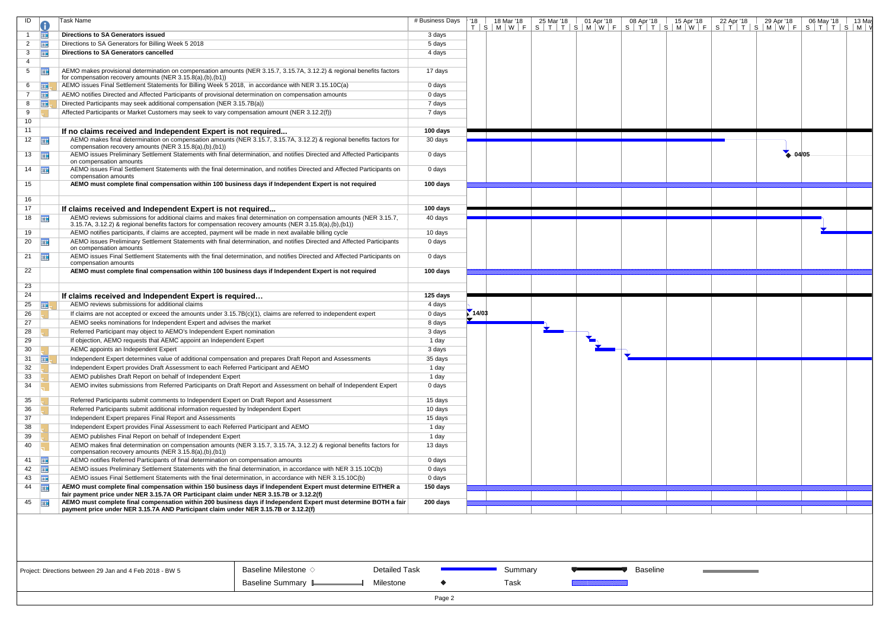| ID | Task Name | # Business Days |
|---|---|---|
| 1 | **Directions to SA Generators issued** | 3 days |
| 2 | Directions to SA Generators for Billing Week 5 2018 | 5 days |
| 3 | **Directions to SA Generators cancelled** | 4 days |
| 4 | | |
| 5 | AEMO makes provisional determination on compensation amounts (NER 3.15.7, 3.15.7A, 3.12.2) & regional benefits factors for compensation recovery amounts (NER 3.15.8(a),(b),(b1)) | 17 days |
| 6 | AEMO issues Final Settlement Statements for Billing Week 5 2018, in accordance with NER 3.15.10C(a) | 0 days |
| 7 | AEMO notifies Directed and Affected Participants of provisional determination on compensation amounts | 0 days |
| 8 | Directed Participants may seek additional compensation (NER 3.15.7B(a)) | 7 days |
| 9 | Affected Participants or Market Customers may seek to vary compensation amount (NER 3.12.2(f)) | 7 days |
| 10 | | |
| 11 | **If no claims received and Independent Expert is not required...** | **100 days** |
| 12 | AEMO makes final determination on compensation amounts (NER 3.15.7, 3.15.7A, 3.12.2) & regional benefits factors for compensation recovery amounts (NER 3.15.8(a),(b),(b1)) | 30 days |
| 13 | AEMO issues Preliminary Settlement Statements with final determination, and notifies Directed and Affected Participants on compensation amounts | 0 days |
| 14 | AEMO issues Final Settlement Statements with the final determination, and notifies Directed and Affected Participants on compensation amounts | 0 days |
| 15 | **AEMO must complete final compensation within 100 business days if Independent Expert is not required** | **100 days** |
| 16 | | |
| 17 | **If claims received and Independent Expert is not required...** | **100 days** |
| 18 | AEMO reviews submissions for additional claims and makes final determination on compensation amounts (NER 3.15.7, 3.15.7A, 3.12.2) & regional benefits factors for compensation recovery amounts (NER 3.15.8(a),(b),(b1)) | 40 days |
| 19 | AEMO notifies participants, if claims are accepted, payment will be made in next available billing cycle | 10 days |
| 20 | AEMO issues Preliminary Settlement Statements with final determination, and notifies Directed and Affected Participants on compensation amounts | 0 days |
| 21 | AEMO issues Final Settlement Statements with the final determination, and notifies Directed and Affected Participants on compensation amounts | 0 days |
| 22 | **AEMO must complete final compensation within 100 business days if Independent Expert is not required** | **100 days** |
| 23 | | |
| 24 | **If claims received and Independent Expert is required...** | **125 days** |
| 25 | AEMO reviews submissions for additional claims | 4 days |
| 26 | If claims are not accepted or exceed the amounts under 3.15.7B(c)(1), claims are referred to independent expert | 0 days |
| 27 | AEMO seeks nominations for Independent Expert and advises the market | 8 days |
| 28 | Referred Participant may object to AEMO's Independent Expert nomination | 3 days |
| 29 | If objection, AEMO requests that AEMC appoint an Independent Expert | 1 day |
| 30 | AEMC appoints an Independent Expert | 3 days |
| 31 | Independent Expert determines value of additional compensation and prepares Draft Report and Assessments | 35 days |
| 32 | Independent Expert provides Draft Assessment to each Referred Participant and AEMO | 1 day |
| 33 | AEMO publishes Draft Report on behalf of Independent Expert | 1 day |
| 34 | AEMO invites submissions from Referred Participants on Draft Report and Assessment on behalf of Independent Expert | 0 days |
| 35 | Referred Participants submit comments to Independent Expert on Draft Report and Assessment | 15 days |
| 36 | Referred Participants submit additional information requested by Independent Expert | 10 days |
| 37 | Independent Expert prepares Final Report and Assessments | 15 days |
| 38 | Independent Expert provides Final Assessment to each Referred Participant and AEMO | 1 day |
| 39 | AEMO publishes Final Report on behalf of Independent Expert | 1 day |
| 40 | AEMO makes final determination on compensation amounts (NER 3.15.7, 3.15.7A, 3.12.2) & regional benefits factors for compensation recovery amounts (NER 3.15.8(a),(b),(b1)) | 13 days |
| 41 | AEMO notifies Referred Participants of final determination on compensation amounts | 0 days |
| 42 | AEMO issues Preliminary Settlement Statements with the final determination, in accordance with NER 3.15.10C(b) | 0 days |
| 43 | AEMO issues Final Settlement Statements with the final determination, in accordance with NER 3.15.10C(b) | 0 days |
| 44 | **AEMO must complete final compensation within 150 business days if Independent Expert must determine EITHER a fair payment price under NER 3.15.7A OR Participant claim under NER 3.15.7B or 3.12.2(f)** | **150 days** |
| 45 | **AEMO must complete final compensation within 200 business days if Independent Expert must determine BOTH a fair payment price under NER 3.15.7A AND Participant claim under NER 3.15.7B or 3.12.2(f)** | **200 days** |

Timeline milestones: 14/03 (ID 26), 04/05 (ID 13)

Project: Directions between 29 Jan and 4 Feb 2018 - BW 5

Legend: Baseline Milestone ◇ | Detailed Task | Summary | Baseline | Baseline Summary | Milestone ◆ | Task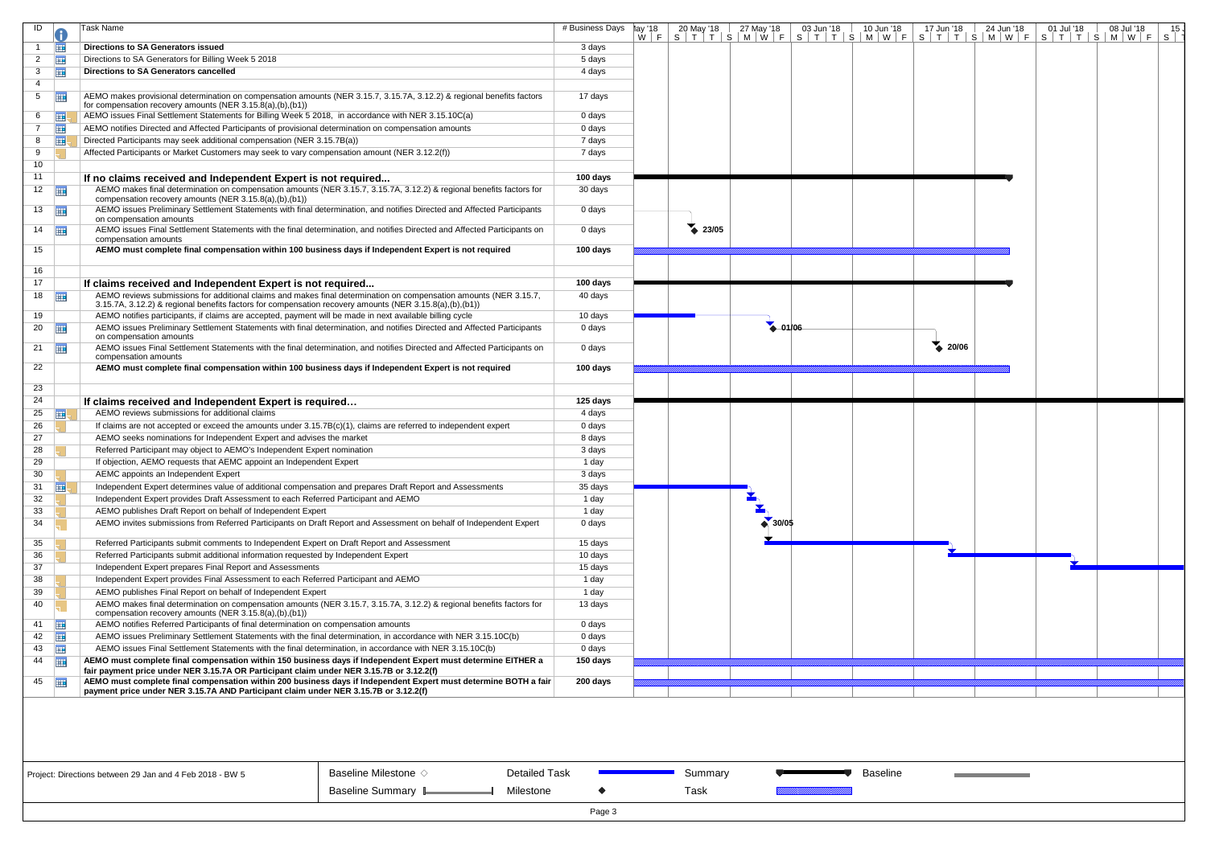| ID | Task Name | # Business Days |
|---|---|---|
| 1 | **Directions to SA Generators issued** | 3 days |
| 2 | Directions to SA Generators for Billing Week 5 2018 | 5 days |
| 3 | **Directions to SA Generators cancelled** | 4 days |
| 4 | | |
| 5 | AEMO makes provisional determination on compensation amounts (NER 3.15.7, 3.15.7A, 3.12.2) & regional benefits factors for compensation recovery amounts (NER 3.15.8(a),(b),(b1)) | 17 days |
| 6 | AEMO issues Final Settlement Statements for Billing Week 5 2018, in accordance with NER 3.15.10C(a) | 0 days |
| 7 | AEMO notifies Directed and Affected Participants of provisional determination on compensation amounts | 0 days |
| 8 | Directed Participants may seek additional compensation (NER 3.15.7B(a)) | 7 days |
| 9 | Affected Participants or Market Customers may seek to vary compensation amount (NER 3.12.2(f)) | 7 days |
| 10 | | |
| 11 | **If no claims received and Independent Expert is not required...** | **100 days** |
| 12 | AEMO makes final determination on compensation amounts (NER 3.15.7, 3.15.7A, 3.12.2) & regional benefits factors for compensation recovery amounts (NER 3.15.8(a),(b),(b1)) | 30 days |
| 13 | AEMO issues Preliminary Settlement Statements with final determination, and notifies Directed and Affected Participants on compensation amounts | 0 days |
| 14 | AEMO issues Final Settlement Statements with the final determination, and notifies Directed and Affected Participants on compensation amounts (23/05) | 0 days |
| 15 | **AEMO must complete final compensation within 100 business days if Independent Expert is not required** | **100 days** |
| 16 | | |
| 17 | **If claims received and Independent Expert is not required...** | **100 days** |
| 18 | AEMO reviews submissions for additional claims and makes final determination on compensation amounts (NER 3.15.7, 3.15.7A, 3.12.2) & regional benefits factors for compensation recovery amounts (NER 3.15.8(a),(b),(b1)) | 40 days |
| 19 | AEMO notifies participants, if claims are accepted, payment will be made in next available billing cycle | 10 days |
| 20 | AEMO issues Preliminary Settlement Statements with final determination, and notifies Directed and Affected Participants on compensation amounts (01/06) | 0 days |
| 21 | AEMO issues Final Settlement Statements with the final determination, and notifies Directed and Affected Participants on compensation amounts (20/06) | 0 days |
| 22 | **AEMO must complete final compensation within 100 business days if Independent Expert is not required** | **100 days** |
| 23 | | |
| 24 | **If claims received and Independent Expert is required...** | **125 days** |
| 25 | AEMO reviews submissions for additional claims | 4 days |
| 26 | If claims are not accepted or exceed the amounts under 3.15.7B(c)(1), claims are referred to independent expert | 0 days |
| 27 | AEMO seeks nominations for Independent Expert and advises the market | 8 days |
| 28 | Referred Participant may object to AEMO's Independent Expert nomination | 3 days |
| 29 | If objection, AEMO requests that AEMC appoint an Independent Expert | 1 day |
| 30 | AEMC appoints an Independent Expert | 3 days |
| 31 | Independent Expert determines value of additional compensation and prepares Draft Report and Assessments | 35 days |
| 32 | Independent Expert provides Draft Assessment to each Referred Participant and AEMO | 1 day |
| 33 | AEMO publishes Draft Report on behalf of Independent Expert | 1 day |
| 34 | AEMO invites submissions from Referred Participants on Draft Report and Assessment on behalf of Independent Expert (30/05) | 0 days |
| 35 | Referred Participants submit comments to Independent Expert on Draft Report and Assessment | 15 days |
| 36 | Referred Participants submit additional information requested by Independent Expert | 10 days |
| 37 | Independent Expert prepares Final Report and Assessments | 15 days |
| 38 | Independent Expert provides Final Assessment to each Referred Participant and AEMO | 1 day |
| 39 | AEMO publishes Final Report on behalf of Independent Expert | 1 day |
| 40 | AEMO makes final determination on compensation amounts (NER 3.15.7, 3.15.7A, 3.12.2) & regional benefits factors for compensation recovery amounts (NER 3.15.8(a),(b),(b1)) | 13 days |
| 41 | AEMO notifies Referred Participants of final determination on compensation amounts | 0 days |
| 42 | AEMO issues Preliminary Settlement Statements with the final determination, in accordance with NER 3.15.10C(b) | 0 days |
| 43 | AEMO issues Final Settlement Statements with the final determination, in accordance with NER 3.15.10C(b) | 0 days |
| 44 | **AEMO must complete final compensation within 150 business days if Independent Expert must determine EITHER a fair payment price under NER 3.15.7A OR Participant claim under NER 3.15.7B or 3.12.2(f)** | **150 days** |
| 45 | **AEMO must complete final compensation within 200 business days if Independent Expert must determine BOTH a fair payment price under NER 3.15.7A AND Participant claim under NER 3.15.7B or 3.12.2(f)** | **200 days** |

Project: Directions between 29 Jan and 4 Feb 2018 - BW 5

Legend: Baseline Milestone, Baseline Summary, Detailed Task, Milestone, Summary, Task, Baseline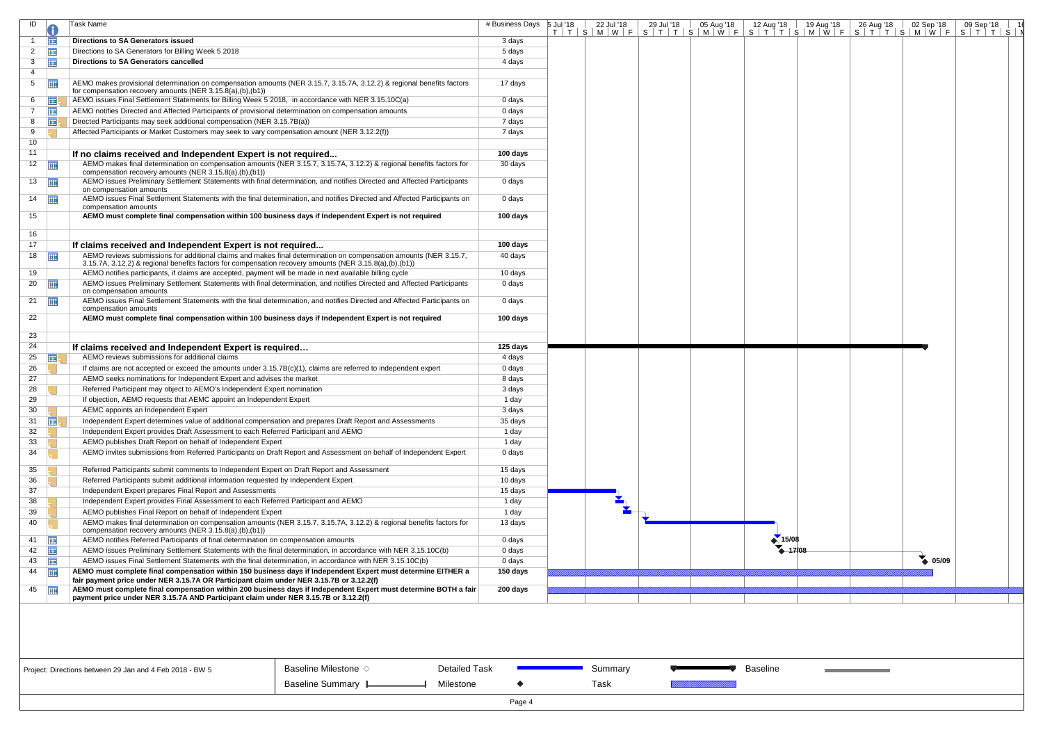| ID | Task Name | # Business Days |
|---|---|---|
| 1 | **Directions to SA Generators issued** | 3 days |
| 2 | Directions to SA Generators for Billing Week 5 2018 | 5 days |
| 3 | **Directions to SA Generators cancelled** | 4 days |
| 4 | | |
| 5 | AEMO makes provisional determination on compensation amounts (NER 3.15.7, 3.15.7A, 3.12.2) & regional benefits factors for compensation recovery amounts (NER 3.15.8(a),(b),(b1)) | 17 days |
| 6 | AEMO issues Final Settlement Statements for Billing Week 5 2018, in accordance with NER 3.15.10C(a) | 0 days |
| 7 | AEMO notifies Directed and Affected Participants of provisional determination on compensation amounts | 0 days |
| 8 | Directed Participants may seek additional compensation (NER 3.15.7B(a)) | 7 days |
| 9 | Affected Participants or Market Customers may seek to vary compensation amount (NER 3.12.2(f)) | 7 days |
| 10 | | |
| 11 | **If no claims received and Independent Expert is not required...** | **100 days** |
| 12 | AEMO makes final determination on compensation amounts (NER 3.15.7, 3.15.7A, 3.12.2) & regional benefits factors for compensation recovery amounts (NER 3.15.8(a),(b),(b1)) | 30 days |
| 13 | AEMO issues Preliminary Settlement Statements with final determination, and notifies Directed and Affected Participants on compensation amounts | 0 days |
| 14 | AEMO issues Final Settlement Statements with the final determination, and notifies Directed and Affected Participants on compensation amounts | 0 days |
| 15 | **AEMO must complete final compensation within 100 business days if Independent Expert is not required** | **100 days** |
| 16 | | |
| 17 | **If claims received and Independent Expert is not required...** | **100 days** |
| 18 | AEMO reviews submissions for additional claims and makes final determination on compensation amounts (NER 3.15.7, 3.15.7A, 3.12.2) & regional benefits factors for compensation recovery amounts (NER 3.15.8(a),(b),(b1)) | 40 days |
| 19 | AEMO notifies participants, if claims are accepted, payment will be made in next available billing cycle | 10 days |
| 20 | AEMO issues Preliminary Settlement Statements with final determination, and notifies Directed and Affected Participants on compensation amounts | 0 days |
| 21 | AEMO issues Final Settlement Statements with the final determination, and notifies Directed and Affected Participants on compensation amounts | 0 days |
| 22 | **AEMO must complete final compensation within 100 business days if Independent Expert is not required** | **100 days** |
| 23 | | |
| 24 | **If claims received and Independent Expert is required...** | **125 days** |
| 25 | AEMO reviews submissions for additional claims | 4 days |
| 26 | If claims are not accepted or exceed the amounts under 3.15.7B(c)(1), claims are referred to independent expert | 0 days |
| 27 | AEMO seeks nominations for Independent Expert and advises the market | 8 days |
| 28 | Referred Participant may object to AEMO's Independent Expert nomination | 3 days |
| 29 | If objection, AEMO requests that AEMC appoint an Independent Expert | 1 day |
| 30 | AEMC appoints an Independent Expert | 3 days |
| 31 | Independent Expert determines value of additional compensation and prepares Draft Report and Assessments | 35 days |
| 32 | Independent Expert provides Draft Assessment to each Referred Participant and AEMO | 1 day |
| 33 | AEMO publishes Draft Report on behalf of Independent Expert | 1 day |
| 34 | AEMO invites submissions from Referred Participants on Draft Report and Assessment on behalf of Independent Expert | 0 days |
| 35 | Referred Participants submit comments to Independent Expert on Draft Report and Assessment | 15 days |
| 36 | Referred Participants submit additional information requested by Independent Expert | 10 days |
| 37 | Independent Expert prepares Final Report and Assessments | 15 days |
| 38 | Independent Expert provides Final Assessment to each Referred Participant and AEMO | 1 day |
| 39 | AEMO publishes Final Report on behalf of Independent Expert | 1 day |
| 40 | AEMO makes final determination on compensation amounts (NER 3.15.7, 3.15.7A, 3.12.2) & regional benefits factors for compensation recovery amounts (NER 3.15.8(a),(b),(b1)) | 13 days |
| 41 | AEMO notifies Referred Participants of final determination on compensation amounts | 0 days |
| 42 | AEMO issues Preliminary Settlement Statements with the final determination, in accordance with NER 3.15.10C(b) | 0 days |
| 43 | AEMO issues Final Settlement Statements with the final determination, in accordance with NER 3.15.10C(b) | 0 days |
| 44 | **AEMO must complete final compensation within 150 business days if Independent Expert must determine EITHER a fair payment price under NER 3.15.7A OR Participant claim under NER 3.15.7B or 3.12.2(f)** | **150 days** |
| 45 | **AEMO must complete final compensation within 200 business days if Independent Expert must determine BOTH a fair payment price under NER 3.15.7A AND Participant claim under NER 3.15.7B or 3.12.2(f)** | **200 days** |

Gantt timeline: 15 Jul '18 – 09 Sep '18. Milestones: 15/08 (ID 41), 17/08 (ID 42), 05/09 (ID 43).

Project: Directions between 29 Jan and 4 Feb 2018 - BW 5

Legend: Baseline Milestone ◇ | Detailed Task | Summary | Baseline | Baseline Summary | Milestone ◆ | Task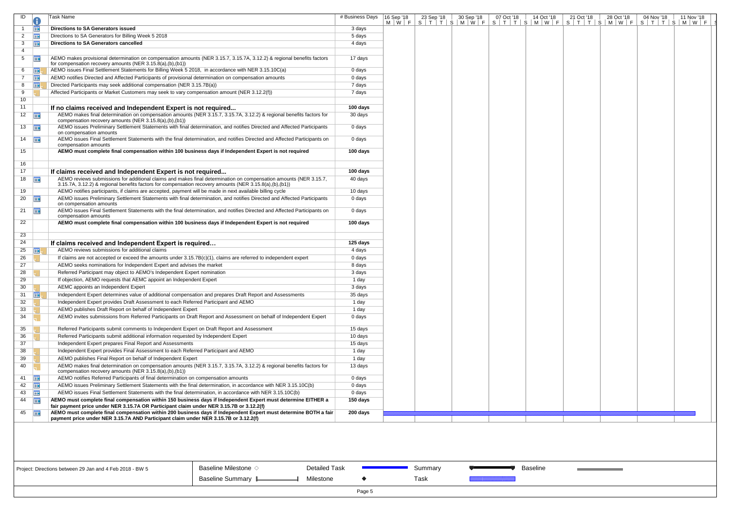| ID | Task Name | # Business Days |
|---|---|---|
| 1 | **Directions to SA Generators issued** | 3 days |
| 2 | Directions to SA Generators for Billing Week 5 2018 | 5 days |
| 3 | **Directions to SA Generators cancelled** | 4 days |
| 4 | | |
| 5 | AEMO makes provisional determination on compensation amounts (NER 3.15.7, 3.15.7A, 3.12.2) & regional benefits factors for compensation recovery amounts (NER 3.15.8(a),(b),(b1)) | 17 days |
| 6 | AEMO issues Final Settlement Statements for Billing Week 5 2018, in accordance with NER 3.15.10C(a) | 0 days |
| 7 | AEMO notifies Directed and Affected Participants of provisional determination on compensation amounts | 0 days |
| 8 | Directed Participants may seek additional compensation (NER 3.15.7B(a)) | 7 days |
| 9 | Affected Participants or Market Customers may seek to vary compensation amount (NER 3.12.2(f)) | 7 days |
| 10 | | |
| 11 | **If no claims received and Independent Expert is not required...** | **100 days** |
| 12 | AEMO makes final determination on compensation amounts (NER 3.15.7, 3.15.7A, 3.12.2) & regional benefits factors for compensation recovery amounts (NER 3.15.8(a),(b),(b1)) | 30 days |
| 13 | AEMO issues Preliminary Settlement Statements with final determination, and notifies Directed and Affected Participants on compensation amounts | 0 days |
| 14 | AEMO issues Final Settlement Statements with the final determination, and notifies Directed and Affected Participants on compensation amounts | 0 days |
| 15 | **AEMO must complete final compensation within 100 business days if Independent Expert is not required** | **100 days** |
| 16 | | |
| 17 | **If claims received and Independent Expert is not required...** | **100 days** |
| 18 | AEMO reviews submissions for additional claims and makes final determination on compensation amounts (NER 3.15.7, 3.15.7A, 3.12.2) & regional benefits factors for compensation recovery amounts (NER 3.15.8(a),(b),(b1)) | 40 days |
| 19 | AEMO notifies participants, if claims are accepted, payment will be made in next available billing cycle | 10 days |
| 20 | AEMO issues Preliminary Settlement Statements with final determination, and notifies Directed and Affected Participants on compensation amounts | 0 days |
| 21 | AEMO issues Final Settlement Statements with the final determination, and notifies Directed and Affected Participants on compensation amounts | 0 days |
| 22 | **AEMO must complete final compensation within 100 business days if Independent Expert is not required** | **100 days** |
| 23 | | |
| 24 | **If claims received and Independent Expert is required...** | **125 days** |
| 25 | AEMO reviews submissions for additional claims | 4 days |
| 26 | If claims are not accepted or exceed the amounts under 3.15.7B(c)(1), claims are referred to independent expert | 0 days |
| 27 | AEMO seeks nominations for Independent Expert and advises the market | 8 days |
| 28 | Referred Participant may object to AEMO's Independent Expert nomination | 3 days |
| 29 | If objection, AEMO requests that AEMC appoint an Independent Expert | 1 day |
| 30 | AEMC appoints an Independent Expert | 3 days |
| 31 | Independent Expert determines value of additional compensation and prepares Draft Report and Assessments | 35 days |
| 32 | Independent Expert provides Draft Assessment to each Referred Participant and AEMO | 1 day |
| 33 | AEMO publishes Draft Report on behalf of Independent Expert | 1 day |
| 34 | AEMO invites submissions from Referred Participants on Draft Report and Assessment on behalf of Independent Expert | 0 days |
| 35 | Referred Participants submit comments to Independent Expert on Draft Report and Assessment | 15 days |
| 36 | Referred Participants submit additional information requested by Independent Expert | 10 days |
| 37 | Independent Expert prepares Final Report and Assessments | 15 days |
| 38 | Independent Expert provides Final Assessment to each Referred Participant and AEMO | 1 day |
| 39 | AEMO publishes Final Report on behalf of Independent Expert | 1 day |
| 40 | AEMO makes final determination on compensation amounts (NER 3.15.7, 3.15.7A, 3.12.2) & regional benefits factors for compensation recovery amounts (NER 3.15.8(a),(b),(b1)) | 13 days |
| 41 | AEMO notifies Referred Participants of final determination on compensation amounts | 0 days |
| 42 | AEMO issues Preliminary Settlement Statements with the final determination, in accordance with NER 3.15.10C(b) | 0 days |
| 43 | AEMO issues Final Settlement Statements with the final determination, in accordance with NER 3.15.10C(b) | 0 days |
| 44 | **AEMO must complete final compensation within 150 business days if Independent Expert must determine EITHER a fair payment price under NER 3.15.7A OR Participant claim under NER 3.15.7B or 3.12.2(f)** | **150 days** |
| 45 | **AEMO must complete final compensation within 200 business days if Independent Expert must determine BOTH a fair payment price under NER 3.15.7A AND Participant claim under NER 3.15.7B or 3.12.2(f)** | **200 days** |

16 Sep '18 | 23 Sep '18 | 30 Sep '18 | 07 Oct '18 | 14 Oct '18 | 21 Oct '18 | 28 Oct '18 | 04 Nov '18 | 11 Nov '18

Project: Directions between 29 Jan and 4 Feb 2018 - BW 5

Baseline Milestone | Detailed Task | Summary | Baseline | Baseline Summary | Milestone | Task